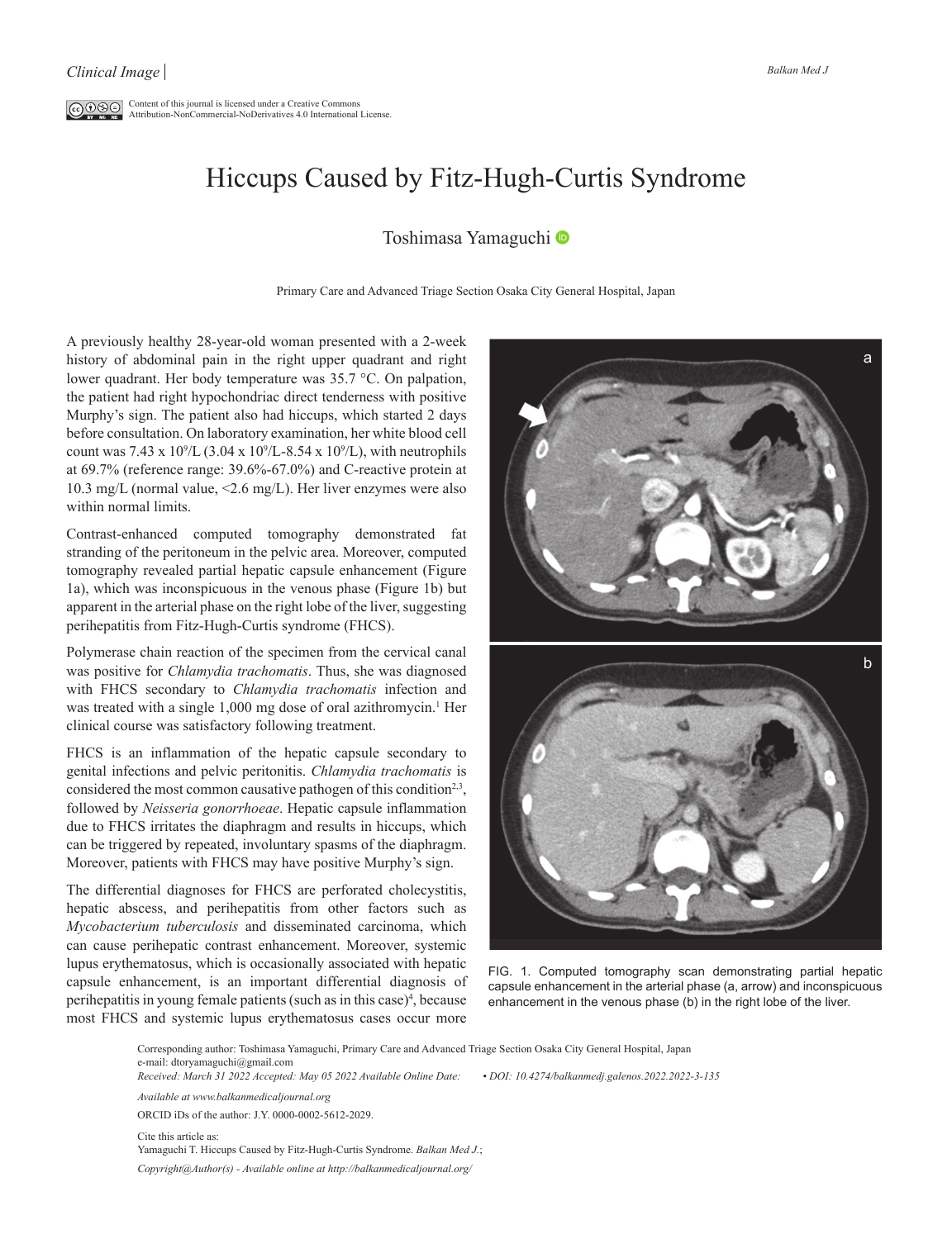Clinical Image

Content of this journal is licensed under a Creative Commons Attribution-NonCommercial-NoDerivatives 4.0 International License.

# Hiccups Caused by Fitz-Hugh-Curtis Syndrome

Toshimasa Yamaguchi

Primary Care and Advanced Triage Section Osaka City General Hospital, Japan

A previously healthy 28-year-old woman presented with a 2-week history of abdominal pain in the right upper quadrant and right lower quadrant. Her body temperature was 35.7 °C. On palpation, the patient had right hypochondriac direct tenderness with positive Murphy's sign. The patient also had hiccups, which started 2 days before consultation. On laboratory examination, her white blood cell count was 7.43 x $10^9$/L (3.04 x $10^9$/L-8.54 x $10^9$/L), with neutrophils at 69.7% (reference range: 39.6%-67.0%) and C-reactive protein at 10.3 mg/L (normal value, <2.6 mg/L). Her liver enzymes were also within normal limits.

Contrast-enhanced computed tomography demonstrated fat stranding of the peritoneum in the pelvic area. Moreover, computed tomography revealed partial hepatic capsule enhancement (Figure 1a), which was inconspicuous in the venous phase (Figure 1b) but apparent in the arterial phase on the right lobe of the liver, suggesting perihepatitis from Fitz-Hugh-Curtis syndrome (FHCS).

Polymerase chain reaction of the specimen from the cervical canal was positive for *Chlamydia trachomatis*. Thus, she was diagnosed with FHCS secondary to *Chlamydia trachomatis* infection and was treated with a single 1,000 mg dose of oral azithromycin.[1] Her clinical course was satisfactory following treatment.

FHCS is an inflammation of the hepatic capsule secondary to genital infections and pelvic peritonitis. *Chlamydia trachomatis* is considered the most common causative pathogen of this condition[2,3], followed by *Neisseria gonorrhoeae*. Hepatic capsule inflammation due to FHCS irritates the diaphragm and results in hiccups, which can be triggered by repeated, involuntary spasms of the diaphragm. Moreover, patients with FHCS may have positive Murphy's sign.

The differential diagnoses for FHCS are perforated cholecystitis, hepatic abscess, and perihepatitis from other factors such as *Mycobacterium tuberculosis* and disseminated carcinoma, which can cause perihepatic contrast enhancement. Moreover, systemic lupus erythematosus, which is occasionally associated with hepatic capsule enhancement, is an important differential diagnosis of perihepatitis in young female patients (such as in this case)[4], because most FHCS and systemic lupus erythematosus cases occur more

FIG. 1. Computed tomography scan demonstrating partial hepatic capsule enhancement in the arterial phase (a, arrow) and inconspicuous enhancement in the venous phase (b) in the right lobe of the liver.

Corresponding author: Toshimasa Yamaguchi, Primary Care and Advanced Triage Section Osaka City General Hospital, Japan
e-mail: dtoryamaguchi@gmail.com
*Received: March 31 2022 Accepted: May 05 2022 Available Online Date: • DOI: 10.4274/balkanmedj.galenos.2022.2022-3-135*

*Available at www.balkanmedicaljournal.org*

ORCID iDs of the author: J.Y. 0000-0002-5612-2029.

Cite this article as:
Yamaguchi T. Hiccups Caused by Fitz-Hugh-Curtis Syndrome. *Balkan Med J*.;

*Copyright@Author(s) - Available online at http://balkanmedicaljournal.org/*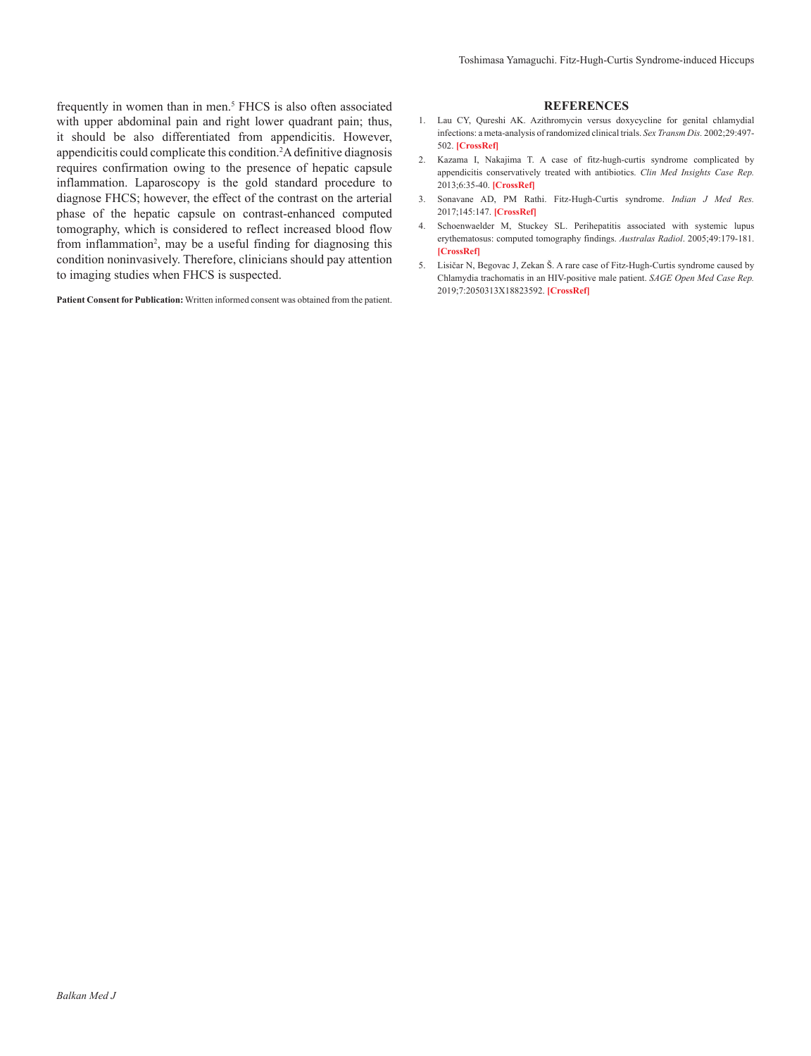frequently in women than in men.[5] FHCS is also often associated with upper abdominal pain and right lower quadrant pain; thus, it should be also differentiated from appendicitis. However, appendicitis could complicate this condition.[2] A definitive diagnosis requires confirmation owing to the presence of hepatic capsule inflammation. Laparoscopy is the gold standard procedure to diagnose FHCS; however, the effect of the contrast on the arterial phase of the hepatic capsule on contrast-enhanced computed tomography, which is considered to reflect increased blood flow from inflammation[2], may be a useful finding for diagnosing this condition noninvasively. Therefore, clinicians should pay attention to imaging studies when FHCS is suspected.

**Patient Consent for Publication:** Written informed consent was obtained from the patient.

## REFERENCES

1. Lau CY, Qureshi AK. Azithromycin versus doxycycline for genital chlamydial infections: a meta-analysis of randomized clinical trials. *Sex Transm Dis.* 2002;29:497-502. **[CrossRef]**
2. Kazama I, Nakajima T. A case of fitz-hugh-curtis syndrome complicated by appendicitis conservatively treated with antibiotics. *Clin Med Insights Case Rep.* 2013;6:35-40. **[CrossRef]**
3. Sonavane AD, PM Rathi. Fitz-Hugh-Curtis syndrome. *Indian J Med Res.* 2017;145:147. **[CrossRef]**
4. Schoenwaelder M, Stuckey SL. Perihepatitis associated with systemic lupus erythematosus: computed tomography findings. *Australas Radiol*. 2005;49:179-181. **[CrossRef]**
5. Lisičar N, Begovac J, Zekan Š. A rare case of Fitz-Hugh-Curtis syndrome caused by Chlamydia trachomatis in an HIV-positive male patient. *SAGE Open Med Case Rep.* 2019;7:2050313X18823592. **[CrossRef]**